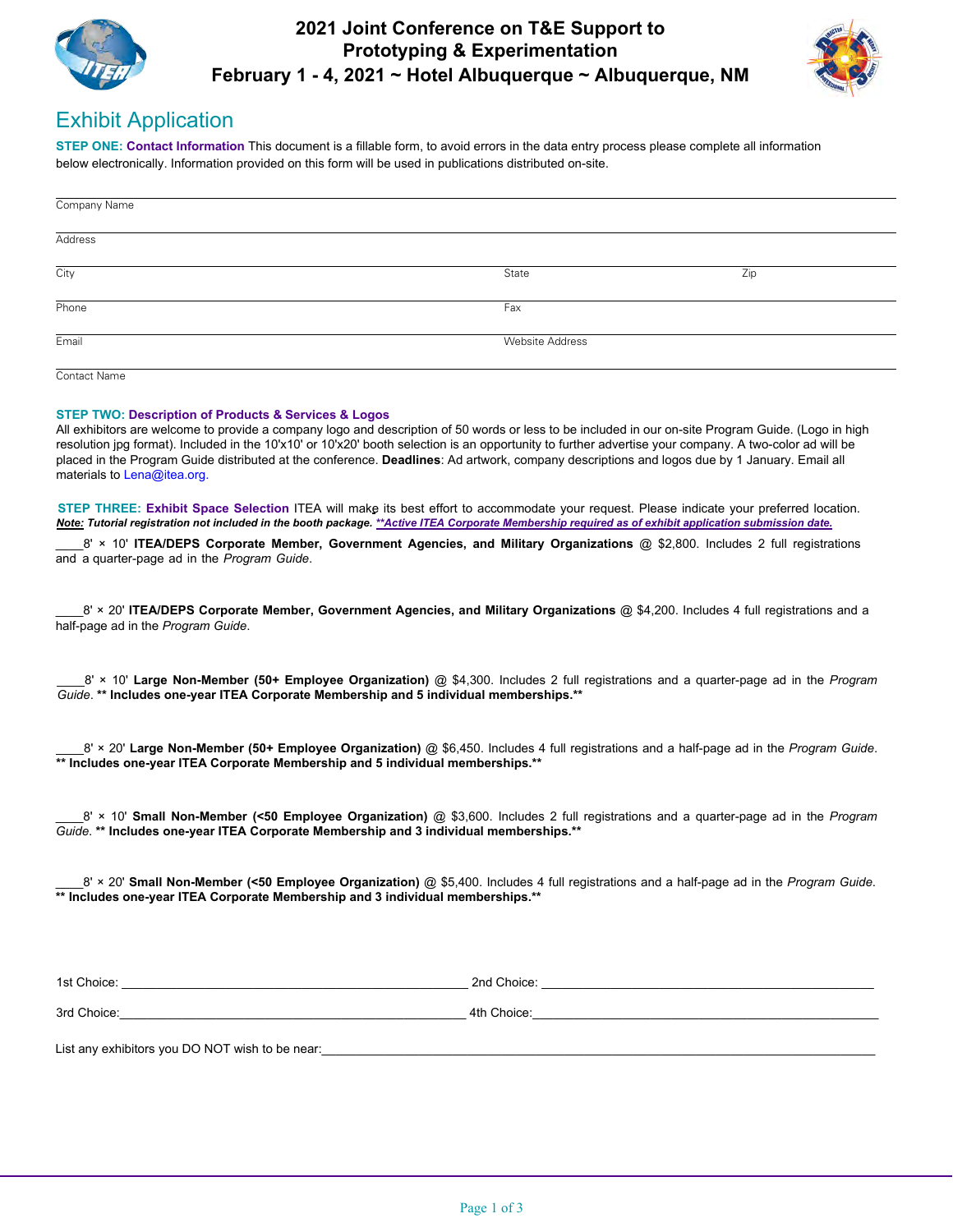# 2021 Joint Conference on T&E Support to Prototyping & Experimentation
# February 1 - 4, 2021 ~ Hotel Albuquerque ~ Albuquerque, NM

## Exhibit Application

**STEP ONE: Contact Information** This document is a fillable form, to avoid errors in the data entry process please complete all information below electronically. Information provided on this form will be used in publications distributed on-site.

Company Name

Address

City | State | Zip

Phone | Fax

Email | Website Address

Contact Name

**STEP TWO: Description of Products & Services & Logos**
All exhibitors are welcome to provide a company logo and description of 50 words or less to be included in our on-site Program Guide. (Logo in high resolution jpg format). Included in the 10'x10' or 10'x20' booth selection is an opportunity to further advertise your company. A two-color ad will be placed in the Program Guide distributed at the conference. **Deadlines**: Ad artwork, company descriptions and logos due by 1 January. Email all materials to Lena@itea.org.

**STEP THREE: Exhibit Space Selection** ITEA will make its best effort to accommodate your request. Please indicate your preferred location.
***Note:* Tutorial registration not included in the booth package. *\*\*Active ITEA Corporate Membership required as of exhibit application submission date.***

____8' × 10' **ITEA/DEPS Corporate Member, Government Agencies, and Military Organizations** @ $2,800. Includes 2 full registrations and a quarter-page ad in the *Program Guide*.

____8' × 20' **ITEA/DEPS Corporate Member, Government Agencies, and Military Organizations** @ $4,200. Includes 4 full registrations and a half-page ad in the *Program Guide*.

____8' × 10' **Large Non-Member (50+ Employee Organization)** @ $4,300. Includes 2 full registrations and a quarter-page ad in the *Program Guide*. **\*\* Includes one-year ITEA Corporate Membership and 5 individual memberships.\*\***

____8' × 20' **Large Non-Member (50+ Employee Organization)** @ $6,450. Includes 4 full registrations and a half-page ad in the *Program Guide*. **\*\* Includes one-year ITEA Corporate Membership and 5 individual memberships.\*\***

____8' × 10' **Small Non-Member (<50 Employee Organization)** @ $3,600. Includes 2 full registrations and a quarter-page ad in the *Program Guide*. **\*\* Includes one-year ITEA Corporate Membership and 3 individual memberships.\*\***

____8' × 20' **Small Non-Member (<50 Employee Organization)** @ $5,400. Includes 4 full registrations and a half-page ad in the *Program Guide*. **\*\* Includes one-year ITEA Corporate Membership and 3 individual memberships.\*\***

1st Choice: ______________________ 2nd Choice: ______________________

3rd Choice: ______________________ 4th Choice: ______________________

List any exhibitors you DO NOT wish to be near: ______________________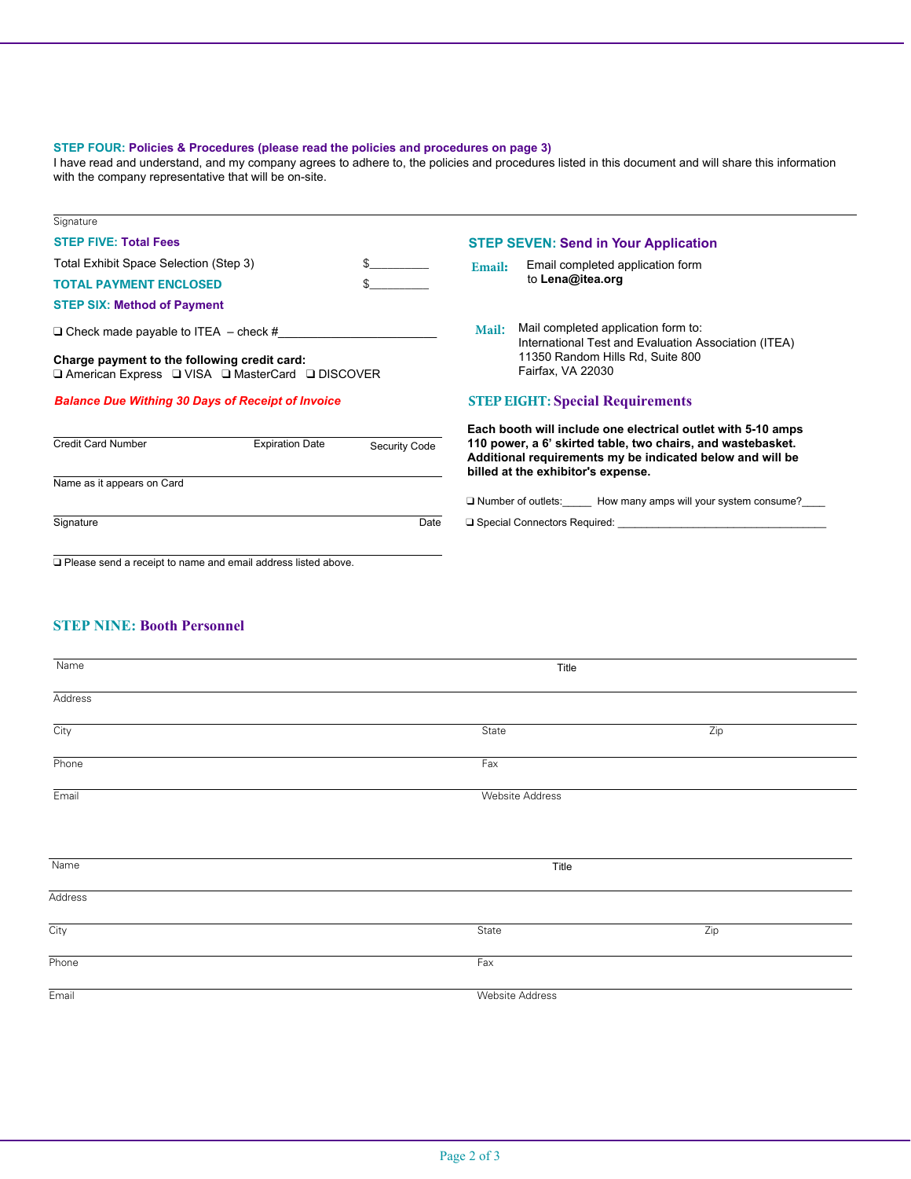### STEP FOUR: Policies & Procedures (please read the policies and procedures on page 3)

I have read and understand, and my company agrees to adhere to, the policies and procedures listed in this document and will share this information with the company representative that will be on-site.

Signature

### STEP FIVE: Total Fees

Total Exhibit Space Selection (Step 3) $__________

**TOTAL PAYMENT ENCLOSED** $__________

### STEP SIX: Method of Payment

❑ Check made payable to ITEA – check #_________________________

**Charge payment to the following credit card:**
❑ American Express ❑ VISA ❑ MasterCard ❑ DISCOVER

***Balance Due Withing 30 Days of Receipt of Invoice***

Credit Card Number | Expiration Date | Security Code

Name as it appears on Card

Signature | Date

❑ Please send a receipt to name and email address listed above.

### STEP SEVEN: Send in Your Application

**Email:** Email completed application form to **Lena@itea.org**

**Mail:** Mail completed application form to:
International Test and Evaluation Association (ITEA)
11350 Random Hills Rd, Suite 800
Fairfax, VA 22030

### STEP EIGHT: Special Requirements

**Each booth will include one electrical outlet with 5-10 amps 110 power, a 6' skirted table, two chairs, and wastebasket. Additional requirements my be indicated below and will be billed at the exhibitor's expense.**

❑ Number of outlets:_____ How many amps will your system consume?____

❑ Special Connectors Required: ____________________________________

### STEP NINE: Booth Personnel

Name | Title

Address

City | State | Zip

Phone | Fax

Email | Website Address

Name | Title

Address

City | State | Zip

Phone | Fax

Email | Website Address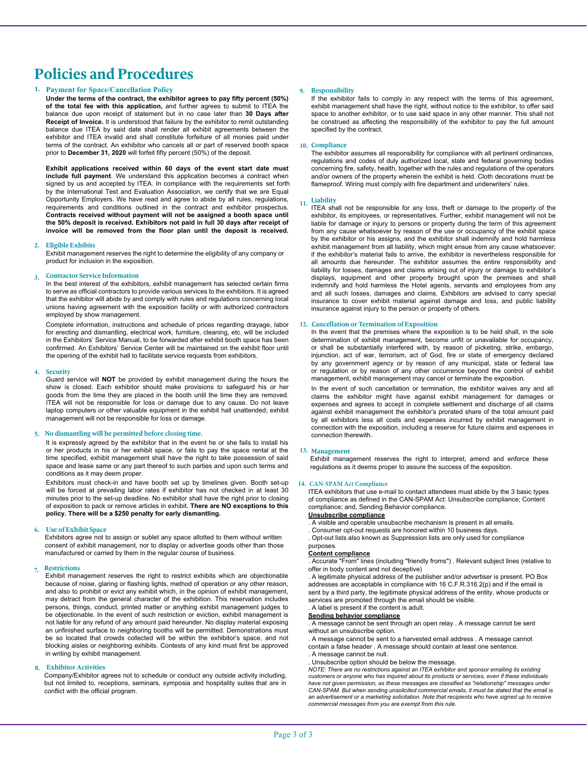# Policies and Procedures

## 1. Payment for Space/Cancellation Policy

**Under the terms of the contract, the exhibitor agrees to pay fifty percent (50%) of the total fee with this application,** and further agrees to submit to ITEA the balance due upon receipt of statement but in no case later than **30 Days after Receipt of Invoice.** It is understood that failure by the exhibitor to remit outstanding balance due ITEA by said date shall render all exhibit agreements between the exhibitor and ITEA invalid and shall constitute forfeiture of all monies paid under terms of the contract. An exhibitor who cancels all or part of reserved booth space prior to **December 31, 2020** will forfeit fifty percent (50%) of the deposit.

**Exhibit applications received within 60 days of the event start date must include full payment**. We understand this application becomes a contract when signed by us and accepted by ITEA. In compliance with the requirements set forth by the International Test and Evaluation Association, we certify that we are Equal Opportunity Employers. We have read and agree to abide by all rules, regulations, requirements and conditions outlined in the contract and exhibitor prospectus. **Contracts received without payment will not be assigned a booth space until the 50% deposit is received. Exhibitors not paid in full 30 days after receipt of invoice will be removed from the floor plan until the deposit is received.**

## 2. Eligible Exhibits

Exhibit management reserves the right to determine the eligibility of any company or product for inclusion in the exposition.

## 3. Contractor Service Information

In the best interest of the exhibitors, exhibit management has selected certain firms to serve as official contractors to provide various services to the exhibitors. It is agreed that the exhibitor will abide by and comply with rules and regulations concerning local unions having agreement with the exposition facility or with authorized contractors employed by show management.

Complete information, instructions and schedule of prices regarding drayage, labor for erecting and dismantling, electrical work, furniture, cleaning, etc. will be included in the Exhibitors' Service Manual, to be forwarded after exhibit booth space has been confirmed. An Exhibitors' Service Center will be maintained on the exhibit floor until the opening of the exhibit hall to facilitate service requests from exhibitors.

## 4. Security

Guard service will **NOT** be provided by exhibit management during the hours the show is closed. Each exhibitor should make provisions to safeguard his or her goods from the time they are placed in the booth until the time they are removed. ITEA will not be responsible for loss or damage due to any cause. Do not leave laptop computers or other valuable equipment in the exhibit hall unattended; exhibit management will not be responsible for loss or damage.

## 5. No dismantling will be permitted before closing time.

It is expressly agreed by the exhibitor that in the event he or she fails to install his or her products in his or her exhibit space, or fails to pay the space rental at the time specified, exhibit management shall have the right to take possession of said space and lease same or any part thereof to such parties and upon such terms and conditions as it may deem proper.

Exhibitors must check-in and have booth set up by timelines given. Booth set-up will be forced at prevailing labor rates if exhibitor has not checked in at least 30 minutes prior to the set-up deadline. No exhibitor shall have the right prior to closing of exposition to pack or remove articles in exhibit. **There are NO exceptions to this policy. There will be a $250 penalty for early dismantling.**

## 6. Use of Exhibit Space

Exhibitors agree not to assign or sublet any space allotted to them without written consent of exhibit management, nor to display or advertise goods other than those manufactured or carried by them in the regular course of business.

## 7. Restrictions

Exhibit management reserves the right to restrict exhibits which are objectionable because of noise, glaring or flashing lights, method of operation or any other reason, and also to prohibit or evict any exhibit which, in the opinion of exhibit management, may detract from the general character of the exhibition. This reservation includes persons, things, conduct, printed matter or anything exhibit management judges to be objectionable. In the event of such restriction or eviction, exhibit management is not liable for any refund of any amount paid hereunder. No display material exposing an unfinished surface to neighboring booths will be permitted. Demonstrations must be so located that crowds collected will be within the exhibitor's space, and not blocking aisles or neighboring exhibits. Contests of any kind must first be approved in writing by exhibit management.

## 8. Exhibitor Activities

Company/Exhibitor agrees not to schedule or conduct any outside activity including, but not limited to, receptions, seminars, symposia and hospitality suites that are in conflict with the official program.

## 9. Responsibility

If the exhibitor fails to comply in any respect with the terms of this agreement, exhibit management shall have the right, without notice to the exhibitor, to offer said space to another exhibitor, or to use said space in any other manner. This shall not be construed as affecting the responsibility of the exhibitor to pay the full amount specified by the contract.

## 10. Compliance

The exhibitor assumes all responsibility for compliance with all pertinent ordinances, regulations and codes of duly authorized local, state and federal governing bodies concerning fire, safety, health, together with the rules and regulations of the operators and/or owners of the property wherein the exhibit is held. Cloth decorations must be flameproof. Wiring must comply with fire department and underwriters' rules.

## 11. Liability

ITEA shall not be responsible for any loss, theft or damage to the property of the exhibitor, its employees, or representatives. Further, exhibit management will not be liable for damage or injury to persons or property during the term of this agreement from any cause whatsoever by reason of the use or occupancy of the exhibit space by the exhibitor or his assigns, and the exhibitor shall indemnify and hold harmless exhibit management from all liability, which might ensue from any cause whatsoever; if the exhibitor's material fails to arrive, the exhibitor is nevertheless responsible for all amounts due hereunder. The exhibitor assumes the entire responsibility and liability for losses, damages and claims arising out of injury or damage to exhibitor's displays, equipment and other property brought upon the premises and shall indemnify and hold harmless the Hotel agents, servants and employees from any and all such losses, damages and claims. Exhibitors are advised to carry special insurance to cover exhibit material against damage and loss, and public liability insurance against injury to the person or property of others.

## 12. Cancellation or Termination of Exposition

In the event that the premises where the exposition is to be held shall, in the sole determination of exhibit management, become unfit or unavailable for occupancy, or shall be substantially interfered with, by reason of picketing, strike, embargo, injunction, act of war, terrorism, act of God, fire or state of emergency declared by any government agency or by reason of any municipal, state or federal law or regulation or by reason of any other occurrence beyond the control of exhibit management, exhibit management may cancel or terminate the exposition.

In the event of such cancellation or termination, the exhibitor waives any and all claims the exhibitor might have against exhibit management for damages or expenses and agrees to accept in complete settlement and discharge of all claims against exhibit management the exhibitor's prorated share of the total amount paid by all exhibitors less all costs and expenses incurred by exhibit management in connection with the exposition, including a reserve for future claims and expenses in connection therewith.

## 13. Management

Exhibit management reserves the right to interpret, amend and enforce these regulations as it deems proper to assure the success of the exposition.

## 14. CAN-SPAM Act Compliance

ITEA exhibitors that use e-mail to contact attendees must abide by the 3 basic types of compliance as defined in the CAN-SPAM Act: Unsubscribe compliance; Content compliance; and, Sending Behavior compliance.

**Unsubscribe compliance**

. A visible and operable unsubscribe mechanism is present in all emails.
. Consumer opt-out requests are honored within 10 business days.
. Opt-out lists also known as Suppression lists are only used for compliance purposes.

**Content compliance**

. Accurate "From" lines (including "friendly froms") . Relevant subject lines (relative to offer in body content and not deceptive)
. A legitimate physical address of the publisher and/or advertiser is present. PO Box addresses are acceptable in compliance with 16 C.F.R.316.2(p) and if the email is sent by a third party, the legitimate physical address of the entity, whose products or services are promoted through the email should be visible.
. A label is present if the content is adult.

**Sending behavior compliance**

. A message cannot be sent through an open relay . A message cannot be sent without an unsubscribe option.
. A message cannot be sent to a harvested email address . A message cannot contain a false header . A message should contain at least one sentence.
. A message cannot be null.
. Unsubscribe option should be below the message.

*NOTE: There are no restrictions against an ITEA exhibitor and sponsor emailing its existing customers or anyone who has inquired about its products or services, even if these individuals have not given permission, as these messages are classified as "relationship" messages under CAN-SPAM. But when sending unsolicited commercial emails, it must be stated that the email is an advertisement or a marketing solicitation. Note that recipients who have signed up to receive commercial messages from you are exempt from this rule.*